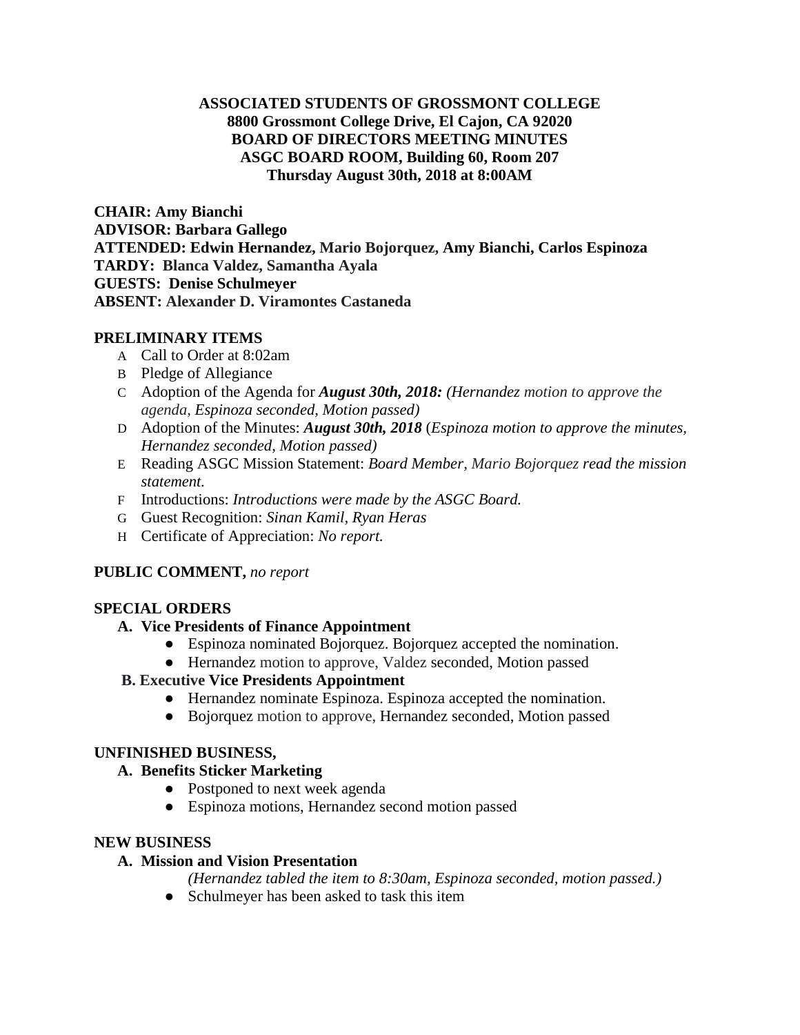**ASSOCIATED STUDENTS OF GROSSMONT COLLEGE**
**8800 Grossmont College Drive, El Cajon, CA 92020**
**BOARD OF DIRECTORS MEETING MINUTES**
**ASGC BOARD ROOM, Building 60, Room 207**
**Thursday August 30th, 2018 at 8:00AM**

**CHAIR: Amy Bianchi**
**ADVISOR: Barbara Gallego**
**ATTENDED: Edwin Hernandez, Mario Bojorquez, Amy Bianchi, Carlos Espinoza**
**TARDY: Blanca Valdez, Samantha Ayala**
**GUESTS: Denise Schulmeyer**
**ABSENT: Alexander D. Viramontes Castaneda**

## PRELIMINARY ITEMS

- A Call to Order at 8:02am
- B Pledge of Allegiance
- C Adoption of the Agenda for ***August 30th, 2018:*** *(Hernandez motion to approve the agenda, Espinoza seconded, Motion passed)*
- D Adoption of the Minutes: ***August 30th, 2018*** (*Espinoza motion to approve the minutes, Hernandez seconded, Motion passed)*
- E Reading ASGC Mission Statement: *Board Member, Mario Bojorquez read the mission statement.*
- F Introductions: *Introductions were made by the ASGC Board.*
- G Guest Recognition: *Sinan Kamil, Ryan Heras*
- H Certificate of Appreciation: *No report.*

**PUBLIC COMMENT,** *no report*

## SPECIAL ORDERS

**A. Vice Presidents of Finance Appointment**

- Espinoza nominated Bojorquez. Bojorquez accepted the nomination.
- Hernandez motion to approve, Valdez seconded, Motion passed

**B. Executive Vice Presidents Appointment**

- Hernandez nominate Espinoza. Espinoza accepted the nomination.
- Bojorquez motion to approve, Hernandez seconded, Motion passed

## UNFINISHED BUSINESS,

**A. Benefits Sticker Marketing**

- Postponed to next week agenda
- Espinoza motions, Hernandez second motion passed

## NEW BUSINESS

**A. Mission and Vision Presentation**

*(Hernandez tabled the item to 8:30am, Espinoza seconded, motion passed.)*

- Schulmeyer has been asked to task this item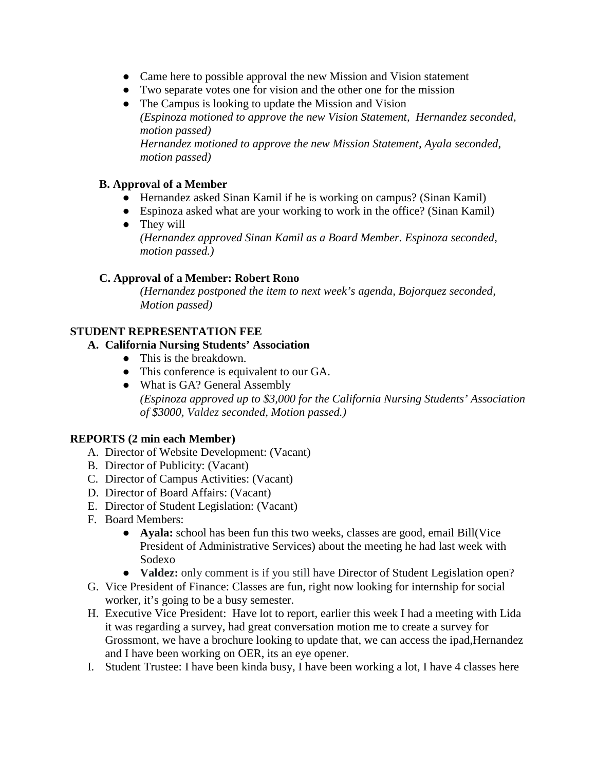- Came here to possible approval the new Mission and Vision statement
- Two separate votes one for vision and the other one for the mission
- The Campus is looking to update the Mission and Vision
  *(Espinoza motioned to approve the new Vision Statement, Hernandez seconded, motion passed)*
  *Hernandez motioned to approve the new Mission Statement, Ayala seconded, motion passed)*

**B. Approval of a Member**

- Hernandez asked Sinan Kamil if he is working on campus? (Sinan Kamil)
- Espinoza asked what are your working to work in the office? (Sinan Kamil)
- They will
  *(Hernandez approved Sinan Kamil as a Board Member. Espinoza seconded, motion passed.)*

**C. Approval of a Member: Robert Rono**

*(Hernandez postponed the item to next week's agenda, Bojorquez seconded, Motion passed)*

**STUDENT REPRESENTATION FEE**

**A. California Nursing Students' Association**

- This is the breakdown.
- This conference is equivalent to our GA.
- What is GA? General Assembly
  *(Espinoza approved up to $3,000 for the California Nursing Students' Association of $3000, Valdez seconded, Motion passed.)*

**REPORTS (2 min each Member)**

A. Director of Website Development: (Vacant)
B. Director of Publicity: (Vacant)
C. Director of Campus Activities: (Vacant)
D. Director of Board Affairs: (Vacant)
E. Director of Student Legislation: (Vacant)
F. Board Members:
   - **Ayala:** school has been fun this two weeks, classes are good, email Bill(Vice President of Administrative Services) about the meeting he had last week with Sodexo
   - **Valdez:** only comment is if you still have Director of Student Legislation open?

G. Vice President of Finance: Classes are fun, right now looking for internship for social worker, it's going to be a busy semester.
H. Executive Vice President: Have lot to report, earlier this week I had a meeting with Lida it was regarding a survey, had great conversation motion me to create a survey for Grossmont, we have a brochure looking to update that, we can access the ipad,Hernandez and I have been working on OER, its an eye opener.
I. Student Trustee: I have been kinda busy, I have been working a lot, I have 4 classes here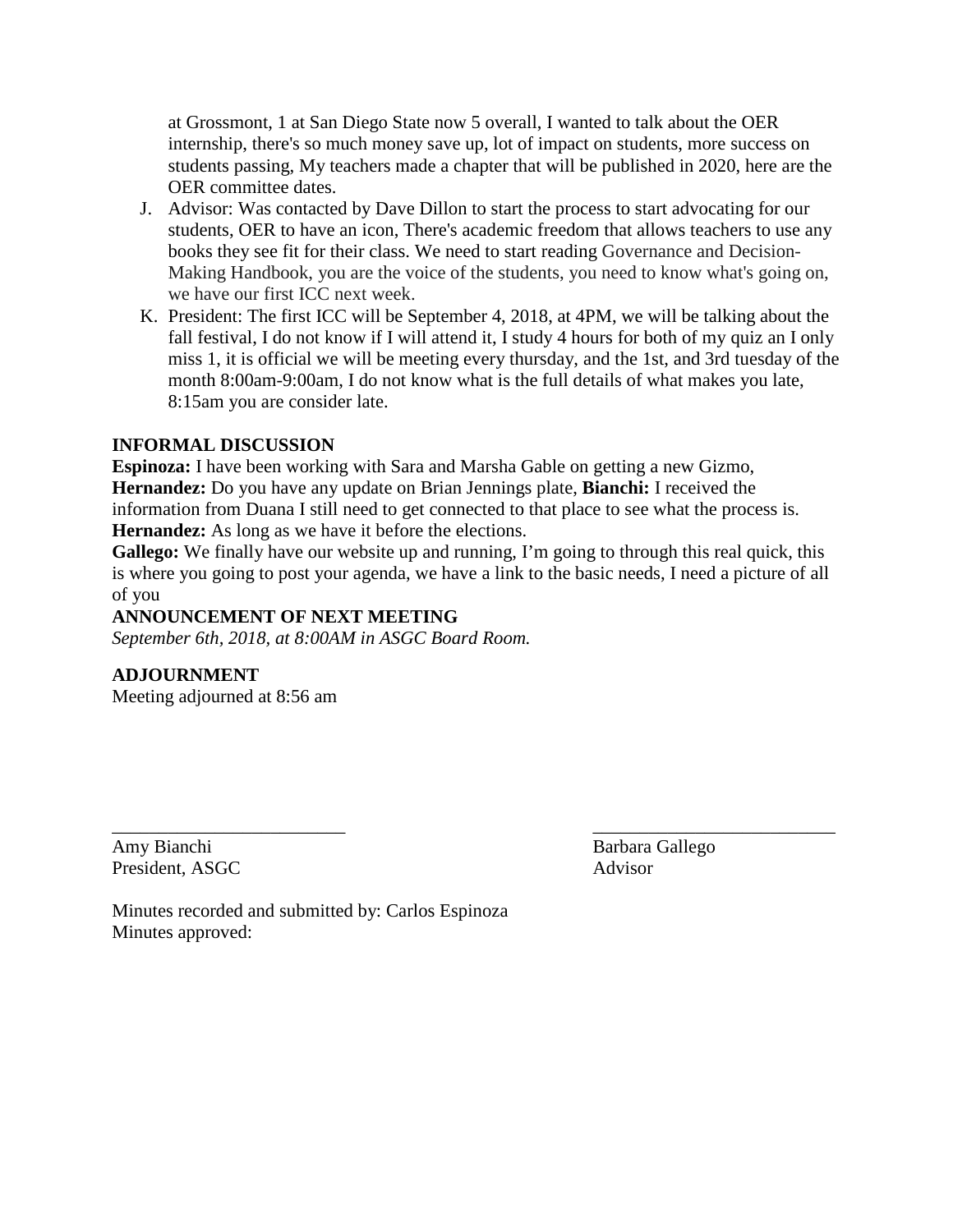at Grossmont, 1 at San Diego State now 5 overall, I wanted to talk about the OER internship, there's so much money save up, lot of impact on students, more success on students passing, My teachers made a chapter that will be published in 2020, here are the OER committee dates.

J. Advisor: Was contacted by Dave Dillon to start the process to start advocating for our students, OER to have an icon, There's academic freedom that allows teachers to use any books they see fit for their class. We need to start reading Governance and Decision-Making Handbook, you are the voice of the students, you need to know what's going on, we have our first ICC next week.
K. President: The first ICC will be September 4, 2018, at 4PM, we will be talking about the fall festival, I do not know if I will attend it, I study 4 hours for both of my quiz an I only miss 1, it is official we will be meeting every thursday, and the 1st, and 3rd tuesday of the month 8:00am-9:00am, I do not know what is the full details of what makes you late, 8:15am you are consider late.

**INFORMAL DISCUSSION**

**Espinoza:** I have been working with Sara and Marsha Gable on getting a new Gizmo,
**Hernandez:** Do you have any update on Brian Jennings plate, **Bianchi:** I received the information from Duana I still need to get connected to that place to see what the process is.
**Hernandez:** As long as we have it before the elections.
**Gallego:** We finally have our website up and running, I'm going to through this real quick, this is where you going to post your agenda, we have a link to the basic needs, I need a picture of all of you

**ANNOUNCEMENT OF NEXT MEETING**

*September 6th, 2018, at 8:00AM in ASGC Board Room.*

**ADJOURNMENT**

Meeting adjourned at 8:56 am

\_\_\_\_\_\_\_\_\_\_\_\_\_\_\_\_\_\_\_\_\_\_\_\_\_
Amy Bianchi
President, ASGC

\_\_\_\_\_\_\_\_\_\_\_\_\_\_\_\_\_\_\_\_\_\_\_\_\_
Barbara Gallego
Advisor

Minutes recorded and submitted by: Carlos Espinoza
Minutes approved: